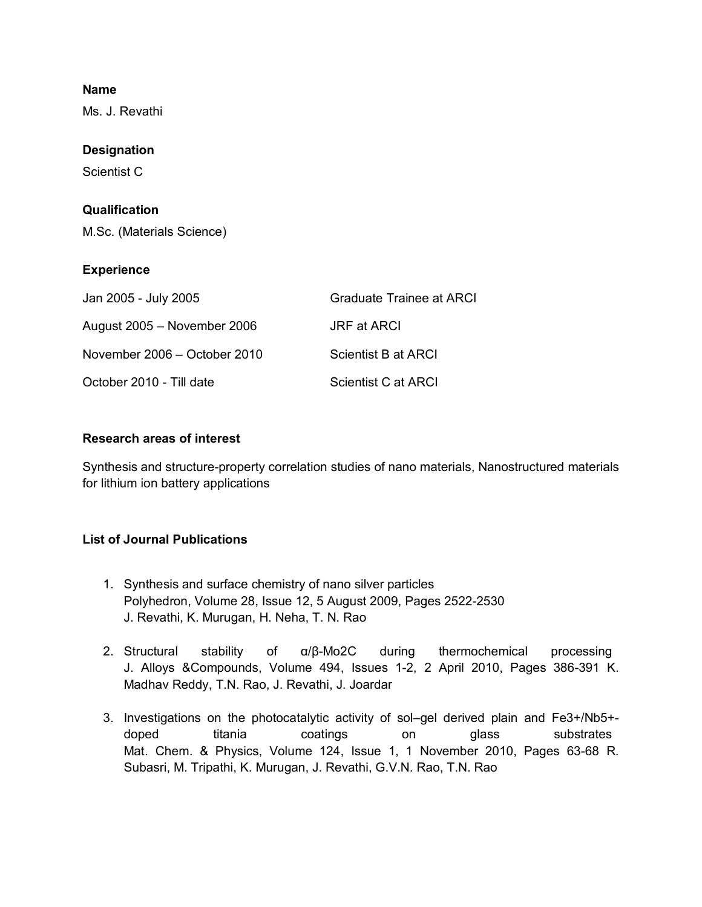**Name**

Ms. J. Revathi

**Designation**

Scientist C

**Qualification**

M.Sc. (Materials Science)

**Experience**

| | |
|---|---|
| Jan 2005 - July 2005 | Graduate Trainee at ARCI |
| August 2005 – November 2006 | JRF at ARCI |
| November 2006 – October 2010 | Scientist B at ARCI |
| October 2010 - Till date | Scientist C at ARCI |

**Research areas of interest**

Synthesis and structure-property correlation studies of nano materials, Nanostructured materials for lithium ion battery applications

**List of Journal Publications**

1. Synthesis and surface chemistry of nano silver particles
   Polyhedron, Volume 28, Issue 12, 5 August 2009, Pages 2522-2530
   J. Revathi, K. Murugan, H. Neha, T. N. Rao

2. Structural stability of α/β-$Mo_2C$ during thermochemical processing
   J. Alloys &Compounds, Volume 494, Issues 1-2, 2 April 2010, Pages 386-391 K. Madhav Reddy, T.N. Rao, J. Revathi, J. Joardar

3. Investigations on the photocatalytic activity of sol–gel derived plain and $Fe^{3+}$/$Nb^{5+}$-doped titania coatings on glass substrates
   Mat. Chem. & Physics, Volume 124, Issue 1, 1 November 2010, Pages 63-68 R. Subasri, M. Tripathi, K. Murugan, J. Revathi, G.V.N. Rao, T.N. Rao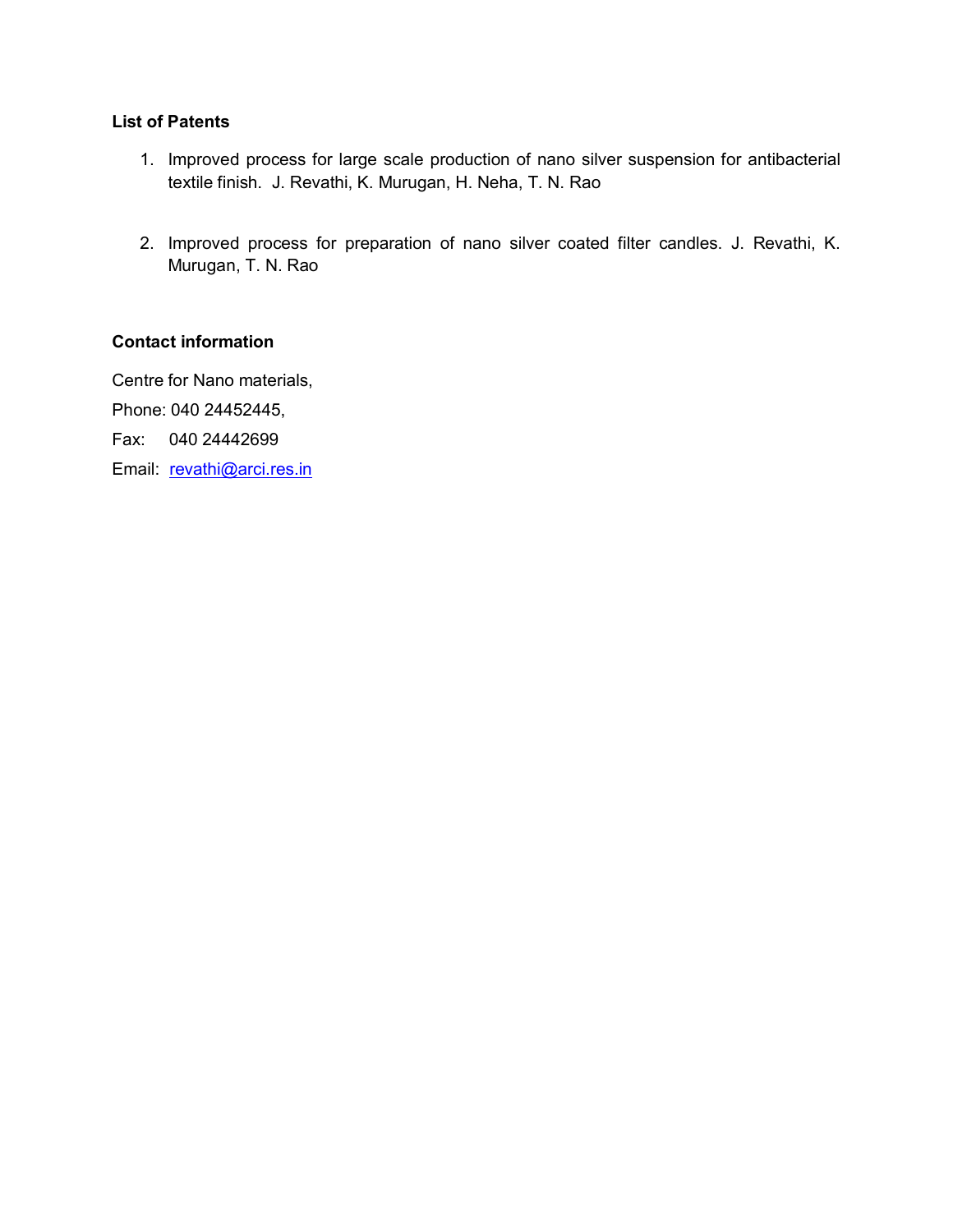**List of Patents**

1. Improved process for large scale production of nano silver suspension for antibacterial textile finish. J. Revathi, K. Murugan, H. Neha, T. N. Rao

2. Improved process for preparation of nano silver coated filter candles. J. Revathi, K. Murugan, T. N. Rao

**Contact information**

Centre for Nano materials,

Phone: 040 24452445,

Fax: 040 24442699

Email: revathi@arci.res.in